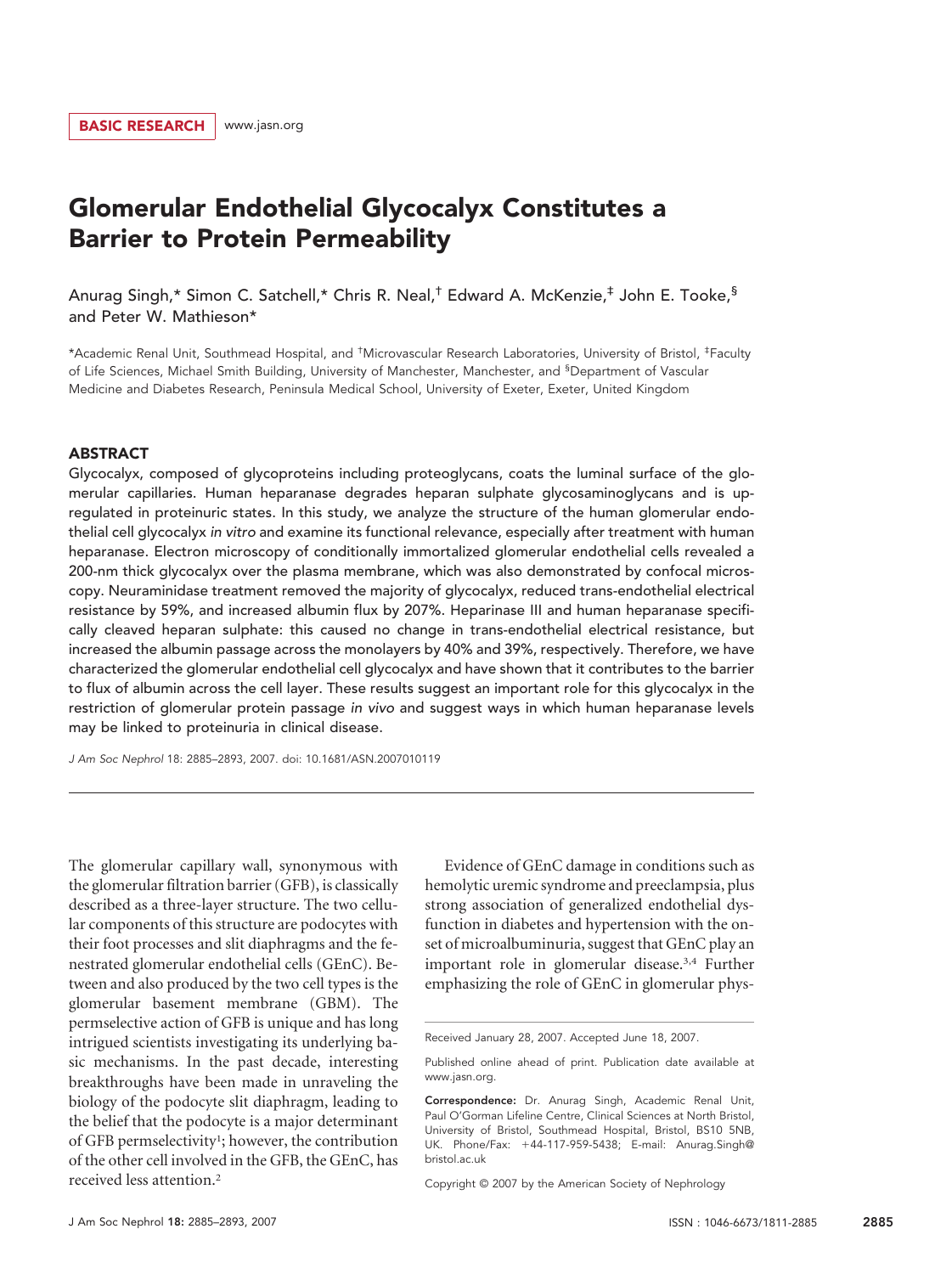BASIC RESEARCH | www.jasn.org

# Glomerular Endothelial Glycocalyx Constitutes a Barrier to Protein Permeability

Anurag Singh,* Simon C. Satchell,* Chris R. Neal,† Edward A. McKenzie,‡ John E. Tooke,§ and Peter W. Mathieson*

*Academic Renal Unit, Southmead Hospital, and †Microvascular Research Laboratories, University of Bristol, ‡Faculty of Life Sciences, Michael Smith Building, University of Manchester, Manchester, and §Department of Vascular Medicine and Diabetes Research, Peninsula Medical School, University of Exeter, Exeter, United Kingdom

## ABSTRACT

Glycocalyx, composed of glycoproteins including proteoglycans, coats the luminal surface of the glomerular capillaries. Human heparanase degrades heparan sulphate glycosaminoglycans and is upregulated in proteinuric states. In this study, we analyze the structure of the human glomerular endothelial cell glycocalyx *in vitro* and examine its functional relevance, especially after treatment with human heparanase. Electron microscopy of conditionally immortalized glomerular endothelial cells revealed a 200-nm thick glycocalyx over the plasma membrane, which was also demonstrated by confocal microscopy. Neuraminidase treatment removed the majority of glycocalyx, reduced trans-endothelial electrical resistance by 59%, and increased albumin flux by 207%. Heparinase III and human heparanase specifically cleaved heparan sulphate: this caused no change in trans-endothelial electrical resistance, but increased the albumin passage across the monolayers by 40% and 39%, respectively. Therefore, we have characterized the glomerular endothelial cell glycocalyx and have shown that it contributes to the barrier to flux of albumin across the cell layer. These results suggest an important role for this glycocalyx in the restriction of glomerular protein passage *in vivo* and suggest ways in which human heparanase levels may be linked to proteinuria in clinical disease.

*J Am Soc Nephrol* 18: 2885–2893, 2007. doi: 10.1681/ASN.2007010119

---

The glomerular capillary wall, synonymous with the glomerular filtration barrier (GFB), is classically described as a three-layer structure. The two cellular components of this structure are podocytes with their foot processes and slit diaphragms and the fenestrated glomerular endothelial cells (GEnC). Between and also produced by the two cell types is the glomerular basement membrane (GBM). The permselective action of GFB is unique and has long intrigued scientists investigating its underlying basic mechanisms. In the past decade, interesting breakthroughs have been made in unraveling the biology of the podocyte slit diaphragm, leading to the belief that the podocyte is a major determinant of GFB permselectivity[1]; however, the contribution of the other cell involved in the GFB, the GEnC, has received less attention.[2]

Evidence of GEnC damage in conditions such as hemolytic uremic syndrome and preeclampsia, plus strong association of generalized endothelial dysfunction in diabetes and hypertension with the onset of microalbuminuria, suggest that GEnC play an important role in glomerular disease.[3,4] Further emphasizing the role of GEnC in glomerular phys-

Received January 28, 2007. Accepted June 18, 2007.

Published online ahead of print. Publication date available at www.jasn.org.

**Correspondence:** Dr. Anurag Singh, Academic Renal Unit, Paul O'Gorman Lifeline Centre, Clinical Sciences at North Bristol, University of Bristol, Southmead Hospital, Bristol, BS10 5NB, UK. Phone/Fax: +44-117-959-5438; E-mail: Anurag.Singh@bristol.ac.uk

Copyright © 2007 by the American Society of Nephrology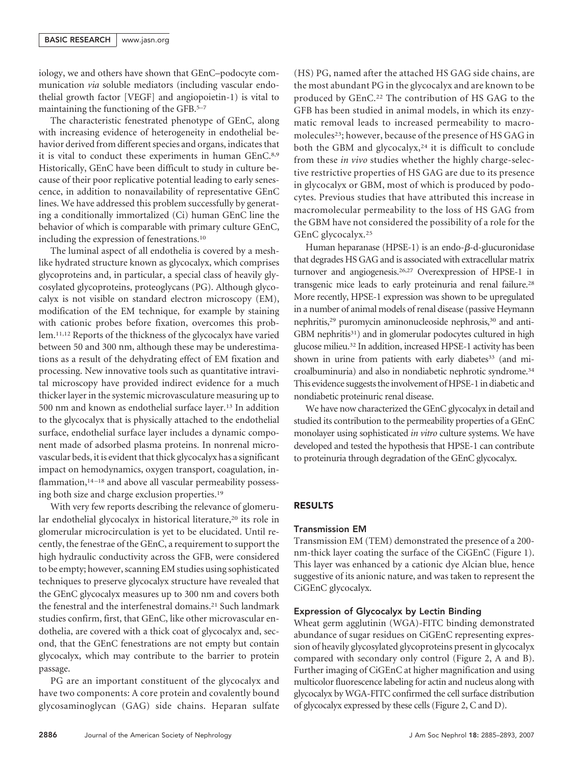iology, we and others have shown that GEnC–podocyte communication *via* soluble mediators (including vascular endothelial growth factor [VEGF] and angiopoietin-1) is vital to maintaining the functioning of the GFB.[5–7]

The characteristic fenestrated phenotype of GEnC, along with increasing evidence of heterogeneity in endothelial behavior derived from different species and organs, indicates that it is vital to conduct these experiments in human GEnC.[8,9] Historically, GEnC have been difficult to study in culture because of their poor replicative potential leading to early senescence, in addition to nonavailability of representative GEnC lines. We have addressed this problem successfully by generating a conditionally immortalized (Ci) human GEnC line the behavior of which is comparable with primary culture GEnC, including the expression of fenestrations.[10]

The luminal aspect of all endothelia is covered by a meshlike hydrated structure known as glycocalyx, which comprises glycoproteins and, in particular, a special class of heavily glycosylated glycoproteins, proteoglycans (PG). Although glycocalyx is not visible on standard electron microscopy (EM), modification of the EM technique, for example by staining with cationic probes before fixation, overcomes this problem.[11,12] Reports of the thickness of the glycocalyx have varied between 50 and 300 nm, although these may be underestimations as a result of the dehydrating effect of EM fixation and processing. New innovative tools such as quantitative intravital microscopy have provided indirect evidence for a much thicker layer in the systemic microvasculature measuring up to 500 nm and known as endothelial surface layer.[13] In addition to the glycocalyx that is physically attached to the endothelial surface, endothelial surface layer includes a dynamic component made of adsorbed plasma proteins. In nonrenal microvascular beds, it is evident that thick glycocalyx has a significant impact on hemodynamics, oxygen transport, coagulation, inflammation,[14–18] and above all vascular permeability possessing both size and charge exclusion properties.[19]

With very few reports describing the relevance of glomerular endothelial glycocalyx in historical literature,[20] its role in glomerular microcirculation is yet to be elucidated. Until recently, the fenestrae of the GEnC, a requirement to support the high hydraulic conductivity across the GFB, were considered to be empty; however, scanning EM studies using sophisticated techniques to preserve glycocalyx structure have revealed that the GEnC glycocalyx measures up to 300 nm and covers both the fenestral and the interfenestral domains.[21] Such landmark studies confirm, first, that GEnC, like other microvascular endothelia, are covered with a thick coat of glycocalyx and, second, that the GEnC fenestrations are not empty but contain glycocalyx, which may contribute to the barrier to protein passage.

PG are an important constituent of the glycocalyx and have two components: A core protein and covalently bound glycosaminoglycan (GAG) side chains. Heparan sulfate (HS) PG, named after the attached HS GAG side chains, are the most abundant PG in the glycocalyx and are known to be produced by GEnC.[22] The contribution of HS GAG to the GFB has been studied in animal models, in which its enzymatic removal leads to increased permeability to macromolecules[23]; however, because of the presence of HS GAG in both the GBM and glycocalyx,[24] it is difficult to conclude from these *in vivo* studies whether the highly charge-selective restrictive properties of HS GAG are due to its presence in glycocalyx or GBM, most of which is produced by podocytes. Previous studies that have attributed this increase in macromolecular permeability to the loss of HS GAG from the GBM have not considered the possibility of a role for the GEnC glycocalyx.[25]

Human heparanase (HPSE-1) is an endo-β-d-glucuronidase that degrades HS GAG and is associated with extracellular matrix turnover and angiogenesis.[26,27] Overexpression of HPSE-1 in transgenic mice leads to early proteinuria and renal failure.[28] More recently, HPSE-1 expression was shown to be upregulated in a number of animal models of renal disease (passive Heymann nephritis,[29] puromycin aminonucleoside nephrosis,[30] and anti-GBM nephritis[31]) and in glomerular podocytes cultured in high glucose milieu.[32] In addition, increased HPSE-1 activity has been shown in urine from patients with early diabetes[33] (and microalbuminuria) and also in nondiabetic nephrotic syndrome.[34] This evidence suggests the involvement of HPSE-1 in diabetic and nondiabetic proteinuric renal disease.

We have now characterized the GEnC glycocalyx in detail and studied its contribution to the permeability properties of a GEnC monolayer using sophisticated *in vitro* culture systems. We have developed and tested the hypothesis that HPSE-1 can contribute to proteinuria through degradation of the GEnC glycocalyx.

## RESULTS

### Transmission EM

Transmission EM (TEM) demonstrated the presence of a 200-nm-thick layer coating the surface of the CiGEnC (Figure 1). This layer was enhanced by a cationic dye Alcian blue, hence suggestive of its anionic nature, and was taken to represent the CiGEnC glycocalyx.

### Expression of Glycocalyx by Lectin Binding

Wheat germ agglutinin (WGA)-FITC binding demonstrated abundance of sugar residues on CiGEnC representing expression of heavily glycosylated glycoproteins present in glycocalyx compared with secondary only control (Figure 2, A and B). Further imaging of CiGEnC at higher magnification and using multicolor fluorescence labeling for actin and nucleus along with glycocalyx by WGA-FITC confirmed the cell surface distribution of glycocalyx expressed by these cells (Figure 2, C and D).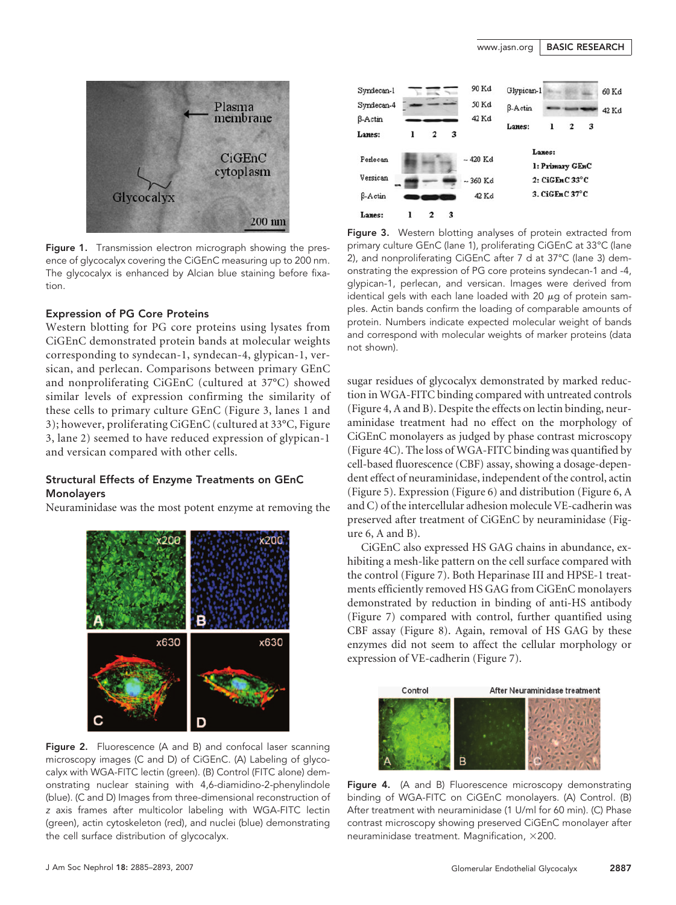Figure 1. Transmission electron micrograph showing the presence of glycocalyx covering the CiGEnC measuring up to 200 nm. The glycocalyx is enhanced by Alcian blue staining before fixation.

### Expression of PG Core Proteins

Western blotting for PG core proteins using lysates from CiGEnC demonstrated protein bands at molecular weights corresponding to syndecan-1, syndecan-4, glypican-1, versican, and perlecan. Comparisons between primary GEnC and nonproliferating CiGEnC (cultured at 37°C) showed similar levels of expression confirming the similarity of these cells to primary culture GEnC (Figure 3, lanes 1 and 3); however, proliferating CiGEnC (cultured at 33°C, Figure 3, lane 2) seemed to have reduced expression of glypican-1 and versican compared with other cells.

### Structural Effects of Enzyme Treatments on GEnC Monolayers

Neuraminidase was the most potent enzyme at removing the sugar residues of glycocalyx demonstrated by marked reduction in WGA-FITC binding compared with untreated controls (Figure 4, A and B). Despite the effects on lectin binding, neuraminidase treatment had no effect on the morphology of CiGEnC monolayers as judged by phase contrast microscopy (Figure 4C). The loss of WGA-FITC binding was quantified by cell-based fluorescence (CBF) assay, showing a dosage-dependent effect of neuraminidase, independent of the control, actin (Figure 5). Expression (Figure 6) and distribution (Figure 6, A and C) of the intercellular adhesion molecule VE-cadherin was preserved after treatment of CiGEnC by neuraminidase (Figure 6, A and B).

CiGEnC also expressed HS GAG chains in abundance, exhibiting a mesh-like pattern on the cell surface compared with the control (Figure 7). Both Heparinase III and HPSE-1 treatments efficiently removed HS GAG from CiGEnC monolayers demonstrated by reduction in binding of anti-HS antibody (Figure 7) compared with control, further quantified using CBF assay (Figure 8). Again, removal of HS GAG by these enzymes did not seem to affect the cellular morphology or expression of VE-cadherin (Figure 7).

Figure 2. Fluorescence (A and B) and confocal laser scanning microscopy images (C and D) of CiGEnC. (A) Labeling of glycocalyx with WGA-FITC lectin (green). (B) Control (FITC alone) demonstrating nuclear staining with 4,6-diamidino-2-phenylindole (blue). (C and D) Images from three-dimensional reconstruction of z axis frames after multicolor labeling with WGA-FITC lectin (green), actin cytoskeleton (red), and nuclei (blue) demonstrating the cell surface distribution of glycocalyx.

Figure 3. Western blotting analyses of protein extracted from primary culture GEnC (lane 1), proliferating CiGEnC at 33°C (lane 2), and nonproliferating CiGEnC after 7 d at 37°C (lane 3) demonstrating the expression of PG core proteins syndecan-1 and -4, glypican-1, perlecan, and versican. Images were derived from identical gels with each lane loaded with 20 $\mu$g of protein samples. Actin bands confirm the loading of comparable amounts of protein. Numbers indicate expected molecular weight of bands and correspond with molecular weights of marker proteins (data not shown).

Figure 4. (A and B) Fluorescence microscopy demonstrating binding of WGA-FITC on CiGEnC monolayers. (A) Control. (B) After treatment with neuraminidase (1 U/ml for 60 min). (C) Phase contrast microscopy showing preserved CiGEnC monolayer after neuraminidase treatment. Magnification, ×200.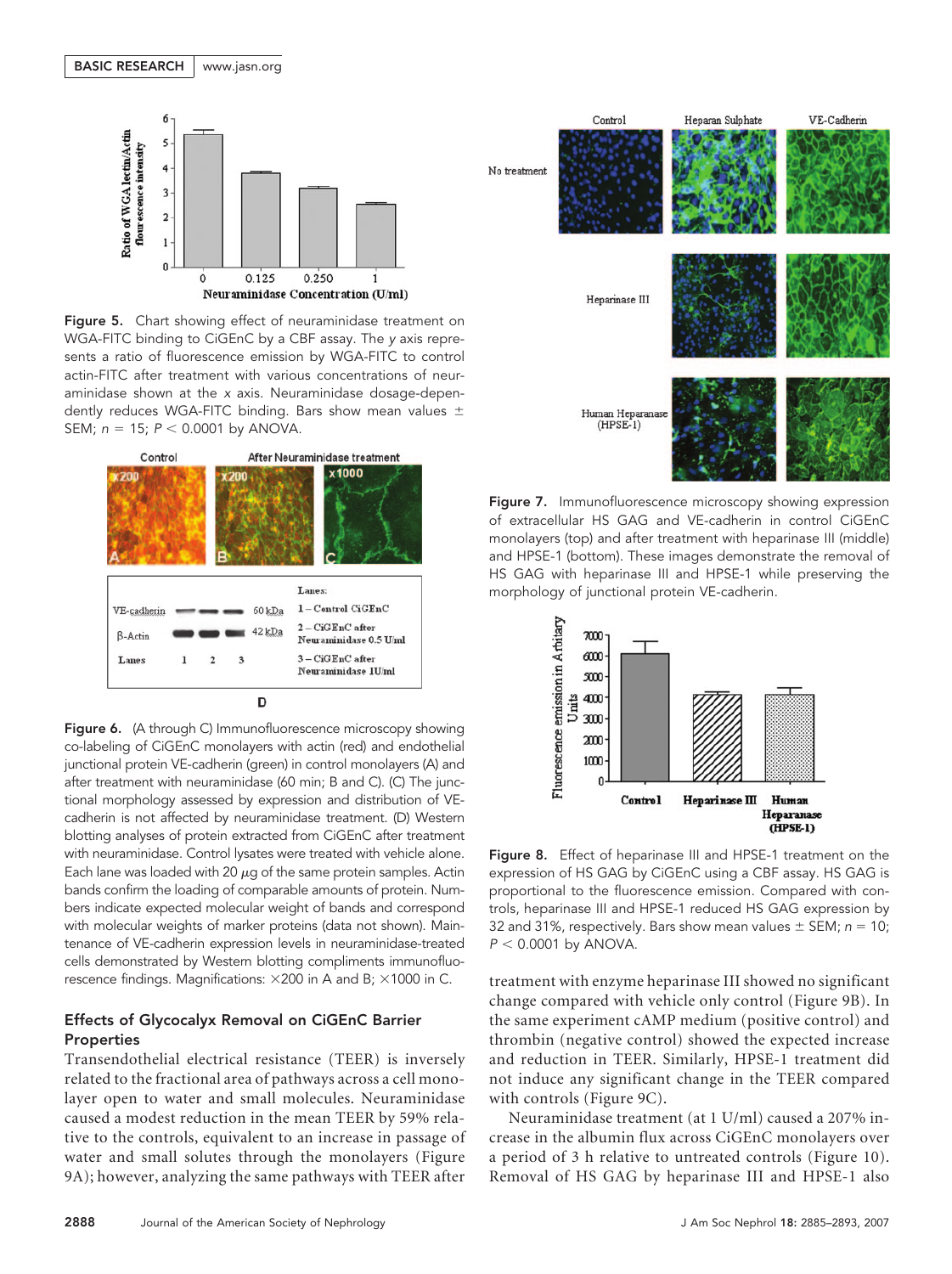Ratio of WGA lectin/Actin flourescence intensity

6
5
4
3
2
1
0

0 0.125 0.250 1

Neuraminidase Concentration (U/ml)

Figure 5. Chart showing effect of neuraminidase treatment on WGA-FITC binding to CiGEnC by a CBF assay. The *y* axis represents a ratio of fluorescence emission by WGA-FITC to control actin-FITC after treatment with various concentrations of neuraminidase shown at the *x* axis. Neuraminidase dosage-dependently reduces WGA-FITC binding. Bars show mean values ± SEM; $n = 15$; $P < 0.0001$ by ANOVA.

Control

After Neuraminidase treatment

x200 x200 x1000

A B C

VE-cadherin 60 kDa

β-Actin 42 kDa

Lanes 1 2 3

Lanes:

1 – Control CiGEnC

2 – CiGEnC after Neuraminidase 0.5 U/ml

3 – CiGEnC after Neuraminidase 1U/ml

D

Figure 6. (A through C) Immunofluorescence microscopy showing co-labeling of CiGEnC monolayers with actin (red) and endothelial junctional protein VE-cadherin (green) in control monolayers (A) and after treatment with neuraminidase (60 min; B and C). (C) The junctional morphology assessed by expression and distribution of VE-cadherin is not affected by neuraminidase treatment. (D) Western blotting analyses of protein extracted from CiGEnC after treatment with neuraminidase. Control lysates were treated with vehicle alone. Each lane was loaded with 20 μg of the same protein samples. Actin bands confirm the loading of comparable amounts of protein. Numbers indicate expected molecular weight of bands and correspond with molecular weights of marker proteins (data not shown). Maintenance of VE-cadherin expression levels in neuraminidase-treated cells demonstrated by Western blotting compliments immunofluorescence findings. Magnifications: ×200 in A and B; ×1000 in C.

### Effects of Glycocalyx Removal on CiGEnC Barrier Properties

Transendothelial electrical resistance (TEER) is inversely related to the fractional area of pathways across a cell monolayer open to water and small molecules. Neuraminidase caused a modest reduction in the mean TEER by 59% relative to the controls, equivalent to an increase in passage of water and small solutes through the monolayers (Figure 9A); however, analyzing the same pathways with TEER after treatment with enzyme heparinase III showed no significant change compared with vehicle only control (Figure 9B). In the same experiment cAMP medium (positive control) and thrombin (negative control) showed the expected increase and reduction in TEER. Similarly, HPSE-1 treatment did not induce any significant change in the TEER compared with controls (Figure 9C).

Neuraminidase treatment (at 1 U/ml) caused a 207% increase in the albumin flux across CiGEnC monolayers over a period of 3 h relative to untreated controls (Figure 10). Removal of HS GAG by heparinase III and HPSE-1 also

Control Heparan Sulphate VE-Cadherin

No treatment

Heparinase III

Human Heparanase (HPSE-1)

Figure 7. Immunofluorescence microscopy showing expression of extracellular HS GAG and VE-cadherin in control CiGEnC monolayers (top) and after treatment with heparinase III (middle) and HPSE-1 (bottom). These images demonstrate the removal of HS GAG with heparinase III and HPSE-1 while preserving the morphology of junctional protein VE-cadherin.

Fluorescence emission in Arbitary Units

7000
6000
5000
4000
3000
2000
1000
0

Control Heparinase III Human Heparanase (HPSE-1)

Figure 8. Effect of heparinase III and HPSE-1 treatment on the expression of HS GAG by CiGEnC using a CBF assay. HS GAG is proportional to the fluorescence emission. Compared with controls, heparinase III and HPSE-1 reduced HS GAG expression by 32 and 31%, respectively. Bars show mean values ± SEM; $n = 10$; $P < 0.0001$ by ANOVA.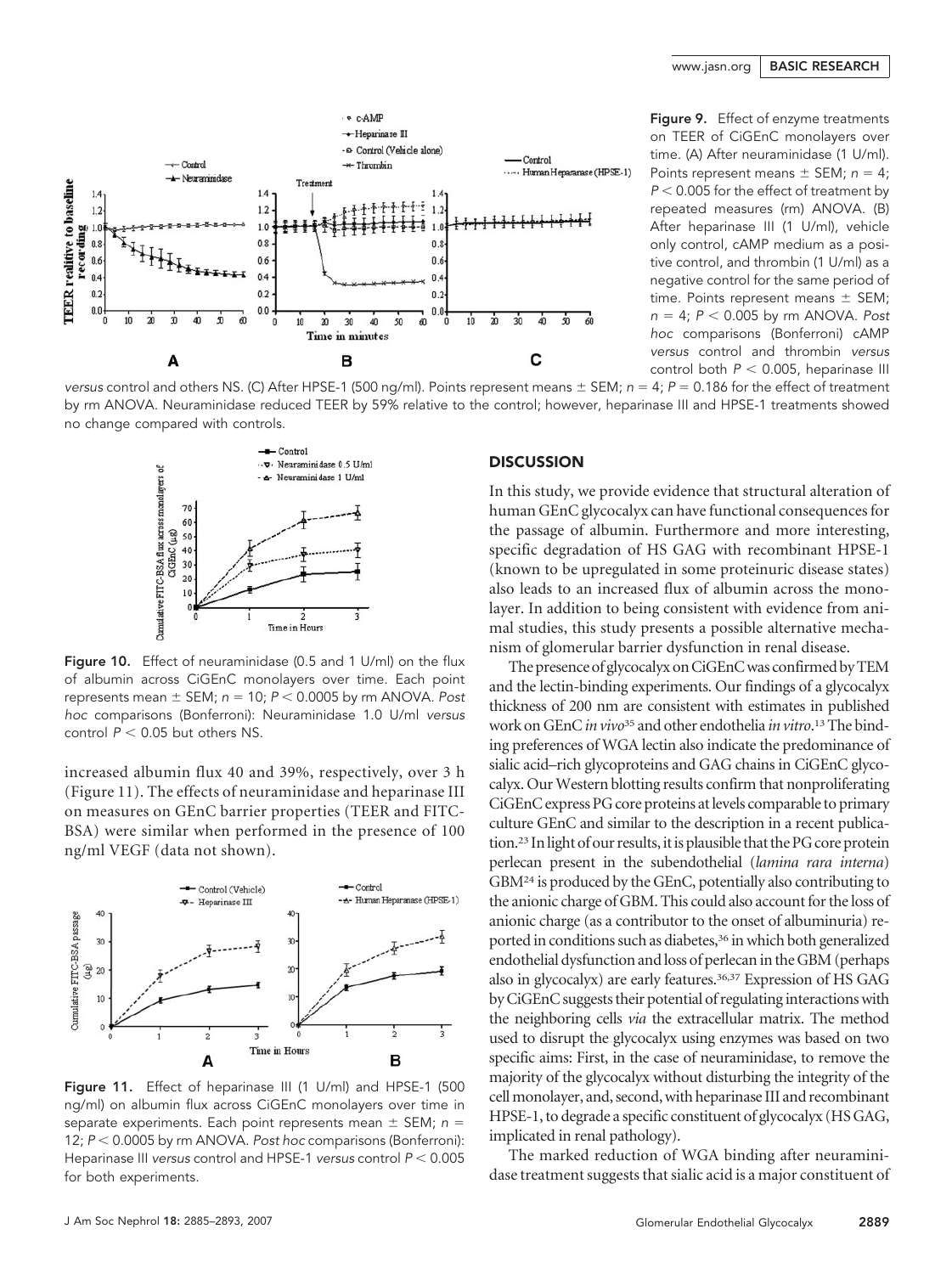· c-AMP
Heparinase III
Control (Vehicle alone)
Thrombin
Control
Neuraminidase
Control
Human Heparanase (HPSE-1)
TEER realitive to baseline recording
Treatment
Time in minutes
A
B
C

**Figure 9.** Effect of enzyme treatments on TEER of CiGEnC monolayers over time. (A) After neuraminidase (1 U/ml). Points represent means ± SEM; $n = 4$; $P < 0.005$ for the effect of treatment by repeated measures (rm) ANOVA. (B) After heparinase III (1 U/ml), vehicle only control, cAMP medium as a positive control, and thrombin (1 U/ml) as a negative control for the same period of time. Points represent means ± SEM; $n = 4$; $P < 0.005$ by rm ANOVA. *Post hoc* comparisons (Bonferroni) cAMP *versus* control and thrombin *versus* control both $P < 0.005$, heparinase III *versus* control and others NS. (C) After HPSE-1 (500 ng/ml). Points represent means ± SEM; $n = 4$; $P = 0.186$ for the effect of treatment by rm ANOVA. Neuraminidase reduced TEER by 59% relative to the control; however, heparinase III and HPSE-1 treatments showed no change compared with controls.

Control
Neuraminidase 0.5 U/ml
Neuraminidase 1 U/ml
Cumulative FITC-BSA flux across monolayers of CiGEnC (μg)
Time in Hours

**Figure 10.** Effect of neuraminidase (0.5 and 1 U/ml) on the flux of albumin across CiGEnC monolayers over time. Each point represents mean ± SEM; $n = 10$; $P < 0.0005$ by rm ANOVA. *Post hoc* comparisons (Bonferroni): Neuraminidase 1.0 U/ml *versus* control $P < 0.05$ but others NS.

increased albumin flux 40 and 39%, respectively, over 3 h (Figure 11). The effects of neuraminidase and heparinase III on measures on GEnC barrier properties (TEER and FITC-BSA) were similar when performed in the presence of 100 ng/ml VEGF (data not shown).

Control (Vehicle)
Heparinase III
Control
Human Heparanase (HPSE-1)
Cumulative FITC-BSA passage (μg)
Time in Hours
A
B

**Figure 11.** Effect of heparinase III (1 U/ml) and HPSE-1 (500 ng/ml) on albumin flux across CiGEnC monolayers over time in separate experiments. Each point represents mean ± SEM; $n = 12$; $P < 0.0005$ by rm ANOVA. *Post hoc* comparisons (Bonferroni): Heparinase III *versus* control and HPSE-1 *versus* control $P < 0.005$ for both experiments.

## DISCUSSION

In this study, we provide evidence that structural alteration of human GEnC glycocalyx can have functional consequences for the passage of albumin. Furthermore and more interesting, specific degradation of HS GAG with recombinant HPSE-1 (known to be upregulated in some proteinuric disease states) also leads to an increased flux of albumin across the monolayer. In addition to being consistent with evidence from animal studies, this study presents a possible alternative mechanism of glomerular barrier dysfunction in renal disease.

The presence of glycocalyx on CiGEnC was confirmed by TEM and the lectin-binding experiments. Our findings of a glycocalyx thickness of 200 nm are consistent with estimates in published work on GEnC *in vivo*[35] and other endothelia *in vitro*.[13] The binding preferences of WGA lectin also indicate the predominance of sialic acid–rich glycoproteins and GAG chains in CiGEnC glycocalyx. Our Western blotting results confirm that nonproliferating CiGEnC express PG core proteins at levels comparable to primary culture GEnC and similar to the description in a recent publication.[23] In light of our results, it is plausible that the PG core protein perlecan present in the subendothelial (*lamina rara interna*) GBM[24] is produced by the GEnC, potentially also contributing to the anionic charge of GBM. This could also account for the loss of anionic charge (as a contributor to the onset of albuminuria) reported in conditions such as diabetes,[36] in which both generalized endothelial dysfunction and loss of perlecan in the GBM (perhaps also in glycocalyx) are early features.[36,37] Expression of HS GAG by CiGEnC suggests their potential of regulating interactions with the neighboring cells *via* the extracellular matrix. The method used to disrupt the glycocalyx using enzymes was based on two specific aims: First, in the case of neuraminidase, to remove the majority of the glycocalyx without disturbing the integrity of the cell monolayer, and, second, with heparinase III and recombinant HPSE-1, to degrade a specific constituent of glycocalyx (HS GAG, implicated in renal pathology).

The marked reduction of WGA binding after neuraminidase treatment suggests that sialic acid is a major constituent of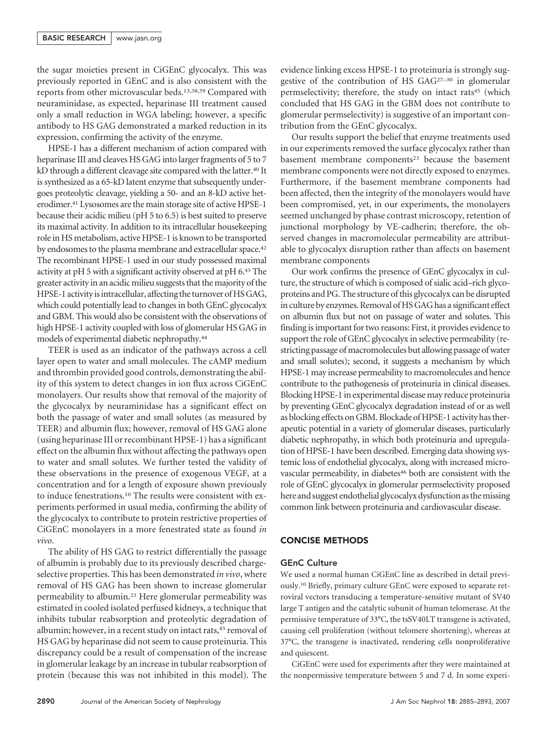the sugar moieties present in CiGEnC glycocalyx. This was previously reported in GEnC and is also consistent with the reports from other microvascular beds.[13,38,39] Compared with neuraminidase, as expected, heparinase III treatment caused only a small reduction in WGA labeling; however, a specific antibody to HS GAG demonstrated a marked reduction in its expression, confirming the activity of the enzyme.

HPSE-1 has a different mechanism of action compared with heparinase III and cleaves HS GAG into larger fragments of 5 to 7 kD through a different cleavage site compared with the latter.[40] It is synthesized as a 65-kD latent enzyme that subsequently undergoes proteolytic cleavage, yielding a 50- and an 8-kD active heterodimer.[41] Lysosomes are the main storage site of active HPSE-1 because their acidic milieu (pH 5 to 6.5) is best suited to preserve its maximal activity. In addition to its intracellular housekeeping role in HS metabolism, active HPSE-1 is known to be transported by endosomes to the plasma membrane and extracellular space.[42] The recombinant HPSE-1 used in our study possessed maximal activity at pH 5 with a significant activity observed at pH 6.[43] The greater activity in an acidic milieu suggests that the majority of the HPSE-1 activity is intracellular, affecting the turnover of HS GAG, which could potentially lead to changes in both GEnC glycocalyx and GBM. This would also be consistent with the observations of high HPSE-1 activity coupled with loss of glomerular HS GAG in models of experimental diabetic nephropathy.[44]

TEER is used as an indicator of the pathways across a cell layer open to water and small molecules. The cAMP medium and thrombin provided good controls, demonstrating the ability of this system to detect changes in ion flux across CiGEnC monolayers. Our results show that removal of the majority of the glycocalyx by neuraminidase has a significant effect on both the passage of water and small solutes (as measured by TEER) and albumin flux; however, removal of HS GAG alone (using heparinase III or recombinant HPSE-1) has a significant effect on the albumin flux without affecting the pathways open to water and small solutes. We further tested the validity of these observations in the presence of exogenous VEGF, at a concentration and for a length of exposure shown previously to induce fenestrations.[10] The results were consistent with experiments performed in usual media, confirming the ability of the glycocalyx to contribute to protein restrictive properties of CiGEnC monolayers in a more fenestrated state as found *in vivo*.

The ability of HS GAG to restrict differentially the passage of albumin is probably due to its previously described charge-selective properties. This has been demonstrated *in vivo*, where removal of HS GAG has been shown to increase glomerular permeability to albumin.[23] Here glomerular permeability was estimated in cooled isolated perfused kidneys, a technique that inhibits tubular reabsorption and proteolytic degradation of albumin; however, in a recent study on intact rats,[45] removal of HS GAG by heparinase did not seem to cause proteinuria. This discrepancy could be a result of compensation of the increase in glomerular leakage by an increase in tubular reabsorption of protein (because this was not inhibited in this model). The evidence linking excess HPSE-1 to proteinuria is strongly suggestive of the contribution of HS GAG[27–30] in glomerular permselectivity; therefore, the study on intact rats[45] (which concluded that HS GAG in the GBM does not contribute to glomerular permselectivity) is suggestive of an important contribution from the GEnC glycocalyx.

Our results support the belief that enzyme treatments used in our experiments removed the surface glycocalyx rather than basement membrane components[23] because the basement membrane components were not directly exposed to enzymes. Furthermore, if the basement membrane components had been affected, then the integrity of the monolayers would have been compromised, yet, in our experiments, the monolayers seemed unchanged by phase contrast microscopy, retention of junctional morphology by VE-cadherin; therefore, the observed changes in macromolecular permeability are attributable to glycocalyx disruption rather than affects on basement membrane components

Our work confirms the presence of GEnC glycocalyx in culture, the structure of which is composed of sialic acid–rich glycoproteins and PG. The structure of this glycocalyx can be disrupted in culture by enzymes. Removal of HS GAG has a significant effect on albumin flux but not on passage of water and solutes. This finding is important for two reasons: First, it provides evidence to support the role of GEnC glycocalyx in selective permeability (restricting passage of macromolecules but allowing passage of water and small solutes); second, it suggests a mechanism by which HPSE-1 may increase permeability to macromolecules and hence contribute to the pathogenesis of proteinuria in clinical diseases. Blocking HPSE-1 in experimental disease may reduce proteinuria by preventing GEnC glycocalyx degradation instead of or as well as blocking effects on GBM. Blockade of HPSE-1 activity has therapeutic potential in a variety of glomerular diseases, particularly diabetic nephropathy, in which both proteinuria and upregulation of HPSE-1 have been described. Emerging data showing systemic loss of endothelial glycocalyx, along with increased microvascular permeability, in diabetes[46] both are consistent with the role of GEnC glycocalyx in glomerular permselectivity proposed here and suggest endothelial glycocalyx dysfunction as the missing common link between proteinuria and cardiovascular disease.

## CONCISE METHODS

### GEnC Culture

We used a normal human CiGEnC line as described in detail previously.[10] Briefly, primary culture GEnC were exposed to separate retroviral vectors transducing a temperature-sensitive mutant of SV40 large T antigen and the catalytic subunit of human telomerase. At the permissive temperature of 33°C, the tsSV40LT transgene is activated, causing cell proliferation (without telomere shortening), whereas at 37°C, the transgene is inactivated, rendering cells nonproliferative and quiescent.

CiGEnC were used for experiments after they were maintained at the nonpermissive temperature between 5 and 7 d. In some experi-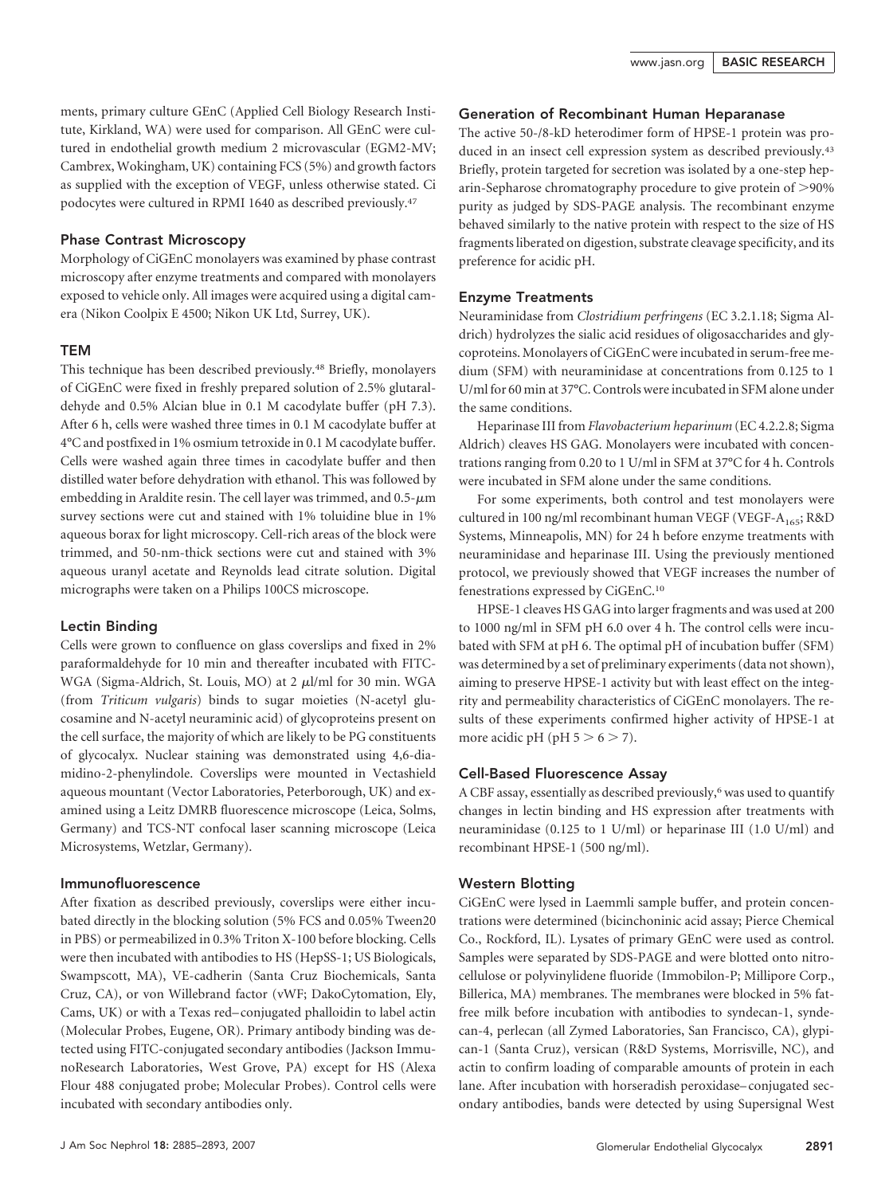ments, primary culture GEnC (Applied Cell Biology Research Institute, Kirkland, WA) were used for comparison. All GEnC were cultured in endothelial growth medium 2 microvascular (EGM2-MV; Cambrex, Wokingham, UK) containing FCS (5%) and growth factors as supplied with the exception of VEGF, unless otherwise stated. Ci podocytes were cultured in RPMI 1640 as described previously.[47]

### Phase Contrast Microscopy

Morphology of CiGEnC monolayers was examined by phase contrast microscopy after enzyme treatments and compared with monolayers exposed to vehicle only. All images were acquired using a digital camera (Nikon Coolpix E 4500; Nikon UK Ltd, Surrey, UK).

### TEM

This technique has been described previously.[48] Briefly, monolayers of CiGEnC were fixed in freshly prepared solution of 2.5% glutaraldehyde and 0.5% Alcian blue in 0.1 M cacodylate buffer (pH 7.3). After 6 h, cells were washed three times in 0.1 M cacodylate buffer at 4°C and postfixed in 1% osmium tetroxide in 0.1 M cacodylate buffer. Cells were washed again three times in cacodylate buffer and then distilled water before dehydration with ethanol. This was followed by embedding in Araldite resin. The cell layer was trimmed, and 0.5-μm survey sections were cut and stained with 1% toluidine blue in 1% aqueous borax for light microscopy. Cell-rich areas of the block were trimmed, and 50-nm-thick sections were cut and stained with 3% aqueous uranyl acetate and Reynolds lead citrate solution. Digital micrographs were taken on a Philips 100CS microscope.

### Lectin Binding

Cells were grown to confluence on glass coverslips and fixed in 2% paraformaldehyde for 10 min and thereafter incubated with FITC-WGA (Sigma-Aldrich, St. Louis, MO) at 2 μl/ml for 30 min. WGA (from *Triticum vulgaris*) binds to sugar moieties (N-acetyl glucosamine and N-acetyl neuraminic acid) of glycoproteins present on the cell surface, the majority of which are likely to be PG constituents of glycocalyx. Nuclear staining was demonstrated using 4,6-diamidino-2-phenylindole. Coverslips were mounted in Vectashield aqueous mountant (Vector Laboratories, Peterborough, UK) and examined using a Leitz DMRB fluorescence microscope (Leica, Solms, Germany) and TCS-NT confocal laser scanning microscope (Leica Microsystems, Wetzlar, Germany).

### Immunofluorescence

After fixation as described previously, coverslips were either incubated directly in the blocking solution (5% FCS and 0.05% Tween20 in PBS) or permeabilized in 0.3% Triton X-100 before blocking. Cells were then incubated with antibodies to HS (HepSS-1; US Biologicals, Swampscott, MA), VE-cadherin (Santa Cruz Biochemicals, Santa Cruz, CA), or von Willebrand factor (vWF; DakoCytomation, Ely, Cams, UK) or with a Texas red–conjugated phalloidin to label actin (Molecular Probes, Eugene, OR). Primary antibody binding was detected using FITC-conjugated secondary antibodies (Jackson ImmunoResearch Laboratories, West Grove, PA) except for HS (Alexa Flour 488 conjugated probe; Molecular Probes). Control cells were incubated with secondary antibodies only.

### Generation of Recombinant Human Heparanase

The active 50-/8-kD heterodimer form of HPSE-1 protein was produced in an insect cell expression system as described previously.[43] Briefly, protein targeted for secretion was isolated by a one-step heparin-Sepharose chromatography procedure to give protein of >90% purity as judged by SDS-PAGE analysis. The recombinant enzyme behaved similarly to the native protein with respect to the size of HS fragments liberated on digestion, substrate cleavage specificity, and its preference for acidic pH.

### Enzyme Treatments

Neuraminidase from *Clostridium perfringens* (EC 3.2.1.18; Sigma Aldrich) hydrolyzes the sialic acid residues of oligosaccharides and glycoproteins. Monolayers of CiGEnC were incubated in serum-free medium (SFM) with neuraminidase at concentrations from 0.125 to 1 U/ml for 60 min at 37°C. Controls were incubated in SFM alone under the same conditions.

Heparinase III from *Flavobacterium heparinum* (EC 4.2.2.8; Sigma Aldrich) cleaves HS GAG. Monolayers were incubated with concentrations ranging from 0.20 to 1 U/ml in SFM at 37°C for 4 h. Controls were incubated in SFM alone under the same conditions.

For some experiments, both control and test monolayers were cultured in 100 ng/ml recombinant human VEGF (VEGF-$A_{165}$; R&D Systems, Minneapolis, MN) for 24 h before enzyme treatments with neuraminidase and heparinase III. Using the previously mentioned protocol, we previously showed that VEGF increases the number of fenestrations expressed by CiGEnC.[10]

HPSE-1 cleaves HS GAG into larger fragments and was used at 200 to 1000 ng/ml in SFM pH 6.0 over 4 h. The control cells were incubated with SFM at pH 6. The optimal pH of incubation buffer (SFM) was determined by a set of preliminary experiments (data not shown), aiming to preserve HPSE-1 activity but with least effect on the integrity and permeability characteristics of CiGEnC monolayers. The results of these experiments confirmed higher activity of HPSE-1 at more acidic pH (pH 5 > 6 > 7).

### Cell-Based Fluorescence Assay

A CBF assay, essentially as described previously,[6] was used to quantify changes in lectin binding and HS expression after treatments with neuraminidase (0.125 to 1 U/ml) or heparinase III (1.0 U/ml) and recombinant HPSE-1 (500 ng/ml).

### Western Blotting

CiGEnC were lysed in Laemmli sample buffer, and protein concentrations were determined (bicinchoninic acid assay; Pierce Chemical Co., Rockford, IL). Lysates of primary GEnC were used as control. Samples were separated by SDS-PAGE and were blotted onto nitrocellulose or polyvinylidene fluoride (Immobilon-P; Millipore Corp., Billerica, MA) membranes. The membranes were blocked in 5% fat-free milk before incubation with antibodies to syndecan-1, syndecan-4, perlecan (all Zymed Laboratories, San Francisco, CA), glypican-1 (Santa Cruz), versican (R&D Systems, Morrisville, NC), and actin to confirm loading of comparable amounts of protein in each lane. After incubation with horseradish peroxidase–conjugated secondary antibodies, bands were detected by using Supersignal West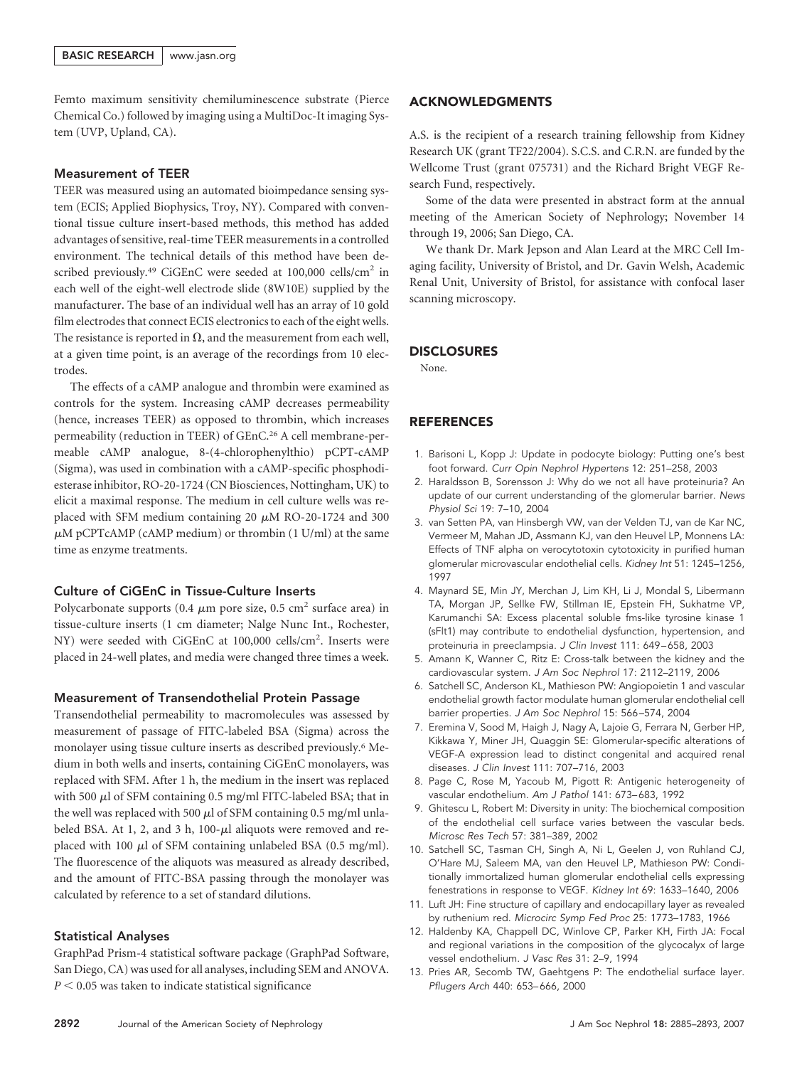Femto maximum sensitivity chemiluminescence substrate (Pierce Chemical Co.) followed by imaging using a MultiDoc-It imaging System (UVP, Upland, CA).

### Measurement of TEER

TEER was measured using an automated bioimpedance sensing system (ECIS; Applied Biophysics, Troy, NY). Compared with conventional tissue culture insert-based methods, this method has added advantages of sensitive, real-time TEER measurements in a controlled environment. The technical details of this method have been described previously.[49] CiGEnC were seeded at 100,000 cells/cm$^2$ in each well of the eight-well electrode slide (8W10E) supplied by the manufacturer. The base of an individual well has an array of 10 gold film electrodes that connect ECIS electronics to each of the eight wells. The resistance is reported in $\Omega$, and the measurement from each well, at a given time point, is an average of the recordings from 10 electrodes.

The effects of a cAMP analogue and thrombin were examined as controls for the system. Increasing cAMP decreases permeability (hence, increases TEER) as opposed to thrombin, which increases permeability (reduction in TEER) of GEnC.[26] A cell membrane-permeable cAMP analogue, 8-(4-chlorophenylthio) pCPT-cAMP (Sigma), was used in combination with a cAMP-specific phosphodiesterase inhibitor, RO-20-1724 (CN Biosciences, Nottingham, UK) to elicit a maximal response. The medium in cell culture wells was replaced with SFM medium containing 20 $\mu$M RO-20-1724 and 300 $\mu$M pCPTcAMP (cAMP medium) or thrombin (1 U/ml) at the same time as enzyme treatments.

### Culture of CiGEnC in Tissue-Culture Inserts

Polycarbonate supports (0.4 $\mu$m pore size, 0.5 cm$^2$ surface area) in tissue-culture inserts (1 cm diameter; Nalge Nunc Int., Rochester, NY) were seeded with CiGEnC at 100,000 cells/cm$^2$. Inserts were placed in 24-well plates, and media were changed three times a week.

### Measurement of Transendothelial Protein Passage

Transendothelial permeability to macromolecules was assessed by measurement of passage of FITC-labeled BSA (Sigma) across the monolayer using tissue culture inserts as described previously.[6] Medium in both wells and inserts, containing CiGEnC monolayers, was replaced with SFM. After 1 h, the medium in the insert was replaced with 500 $\mu$l of SFM containing 0.5 mg/ml FITC-labeled BSA; that in the well was replaced with 500 $\mu$l of SFM containing 0.5 mg/ml unlabeled BSA. At 1, 2, and 3 h, 100-$\mu$l aliquots were removed and replaced with 100 $\mu$l of SFM containing unlabeled BSA (0.5 mg/ml). The fluorescence of the aliquots was measured as already described, and the amount of FITC-BSA passing through the monolayer was calculated by reference to a set of standard dilutions.

### Statistical Analyses

GraphPad Prism-4 statistical software package (GraphPad Software, San Diego, CA) was used for all analyses, including SEM and ANOVA. $P < 0.05$ was taken to indicate statistical significance

## ACKNOWLEDGMENTS

A.S. is the recipient of a research training fellowship from Kidney Research UK (grant TF22/2004). S.C.S. and C.R.N. are funded by the Wellcome Trust (grant 075731) and the Richard Bright VEGF Research Fund, respectively.

Some of the data were presented in abstract form at the annual meeting of the American Society of Nephrology; November 14 through 19, 2006; San Diego, CA.

We thank Dr. Mark Jepson and Alan Leard at the MRC Cell Imaging facility, University of Bristol, and Dr. Gavin Welsh, Academic Renal Unit, University of Bristol, for assistance with confocal laser scanning microscopy.

## DISCLOSURES

None.

## REFERENCES

1. Barisoni L, Kopp J: Update in podocyte biology: Putting one's best foot forward. *Curr Opin Nephrol Hypertens* 12: 251–258, 2003
2. Haraldsson B, Sorensson J: Why do we not all have proteinuria? An update of our current understanding of the glomerular barrier. *News Physiol Sci* 19: 7–10, 2004
3. van Setten PA, van Hinsbergh VW, van der Velden TJ, van de Kar NC, Vermeer M, Mahan JD, Assmann KJ, van den Heuvel LP, Monnens LA: Effects of TNF alpha on verocytotoxin cytotoxicity in purified human glomerular microvascular endothelial cells. *Kidney Int* 51: 1245–1256, 1997
4. Maynard SE, Min JY, Merchan J, Lim KH, Li J, Mondal S, Libermann TA, Morgan JP, Sellke FW, Stillman IE, Epstein FH, Sukhatme VP, Karumanchi SA: Excess placental soluble fms-like tyrosine kinase 1 (sFlt1) may contribute to endothelial dysfunction, hypertension, and proteinuria in preeclampsia. *J Clin Invest* 111: 649–658, 2003
5. Amann K, Wanner C, Ritz E: Cross-talk between the kidney and the cardiovascular system. *J Am Soc Nephrol* 17: 2112–2119, 2006
6. Satchell SC, Anderson KL, Mathieson PW: Angiopoietin 1 and vascular endothelial growth factor modulate human glomerular endothelial cell barrier properties. *J Am Soc Nephrol* 15: 566–574, 2004
7. Eremina V, Sood M, Haigh J, Nagy A, Lajoie G, Ferrara N, Gerber HP, Kikkawa Y, Miner JH, Quaggin SE: Glomerular-specific alterations of VEGF-A expression lead to distinct congenital and acquired renal diseases. *J Clin Invest* 111: 707–716, 2003
8. Page C, Rose M, Yacoub M, Pigott R: Antigenic heterogeneity of vascular endothelium. *Am J Pathol* 141: 673–683, 1992
9. Ghitescu L, Robert M: Diversity in unity: The biochemical composition of the endothelial cell surface varies between the vascular beds. *Microsc Res Tech* 57: 381–389, 2002
10. Satchell SC, Tasman CH, Singh A, Ni L, Geelen J, von Ruhland CJ, O'Hare MJ, Saleem MA, van den Heuvel LP, Mathieson PW: Conditionally immortalized human glomerular endothelial cells expressing fenestrations in response to VEGF. *Kidney Int* 69: 1633–1640, 2006
11. Luft JH: Fine structure of capillary and endocapillary layer as revealed by ruthenium red. *Microcirc Symp Fed Proc* 25: 1773–1783, 1966
12. Haldenby KA, Chappell DC, Winlove CP, Parker KH, Firth JA: Focal and regional variations in the composition of the glycocalyx of large vessel endothelium. *J Vasc Res* 31: 2–9, 1994
13. Pries AR, Secomb TW, Gaehtgens P: The endothelial surface layer. *Pflugers Arch* 440: 653–666, 2000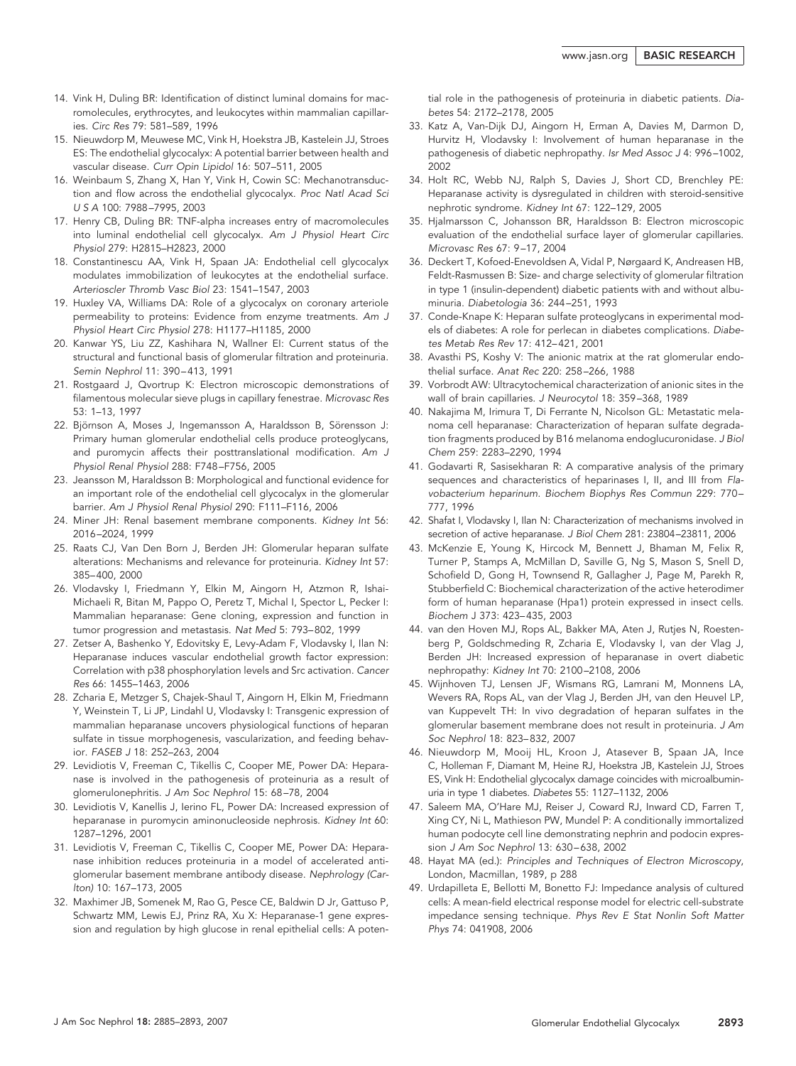14. Vink H, Duling BR: Identification of distinct luminal domains for macromolecules, erythrocytes, and leukocytes within mammalian capillaries. *Circ Res* 79: 581–589, 1996
15. Nieuwdorp M, Meuwese MC, Vink H, Hoekstra JB, Kastelein JJ, Stroes ES: The endothelial glycocalyx: A potential barrier between health and vascular disease. *Curr Opin Lipidol* 16: 507–511, 2005
16. Weinbaum S, Zhang X, Han Y, Vink H, Cowin SC: Mechanotransduction and flow across the endothelial glycocalyx. *Proc Natl Acad Sci U S A* 100: 7988–7995, 2003
17. Henry CB, Duling BR: TNF-alpha increases entry of macromolecules into luminal endothelial cell glycocalyx. *Am J Physiol Heart Circ Physiol* 279: H2815–H2823, 2000
18. Constantinescu AA, Vink H, Spaan JA: Endothelial cell glycocalyx modulates immobilization of leukocytes at the endothelial surface. *Arterioscler Thromb Vasc Biol* 23: 1541–1547, 2003
19. Huxley VA, Williams DA: Role of a glycocalyx on coronary arteriole permeability to proteins: Evidence from enzyme treatments. *Am J Physiol Heart Circ Physiol* 278: H1177–H1185, 2000
20. Kanwar YS, Liu ZZ, Kashihara N, Wallner EI: Current status of the structural and functional basis of glomerular filtration and proteinuria. *Semin Nephrol* 11: 390–413, 1991
21. Rostgaard J, Qvortrup K: Electron microscopic demonstrations of filamentous molecular sieve plugs in capillary fenestrae. *Microvasc Res* 53: 1–13, 1997
22. Björnson A, Moses J, Ingemansson A, Haraldsson B, Sörensson J: Primary human glomerular endothelial cells produce proteoglycans, and puromycin affects their posttranslational modification. *Am J Physiol Renal Physiol* 288: F748–F756, 2005
23. Jeansson M, Haraldsson B: Morphological and functional evidence for an important role of the endothelial cell glycocalyx in the glomerular barrier. *Am J Physiol Renal Physiol* 290: F111–F116, 2006
24. Miner JH: Renal basement membrane components. *Kidney Int* 56: 2016–2024, 1999
25. Raats CJ, Van Den Born J, Berden JH: Glomerular heparan sulfate alterations: Mechanisms and relevance for proteinuria. *Kidney Int* 57: 385–400, 2000
26. Vlodavsky I, Friedmann Y, Elkin M, Aingorn H, Atzmon R, Ishai-Michaeli R, Bitan M, Pappo O, Peretz T, Michal I, Spector L, Pecker I: Mammalian heparanase: Gene cloning, expression and function in tumor progression and metastasis. *Nat Med* 5: 793–802, 1999
27. Zetser A, Bashenko Y, Edovitsky E, Levy-Adam F, Vlodavsky I, Ilan N: Heparanase induces vascular endothelial growth factor expression: Correlation with p38 phosphorylation levels and Src activation. *Cancer Res* 66: 1455–1463, 2006
28. Zcharia E, Metzger S, Chajek-Shaul T, Aingorn H, Elkin M, Friedmann Y, Weinstein T, Li JP, Lindahl U, Vlodavsky I: Transgenic expression of mammalian heparanase uncovers physiological functions of heparan sulfate in tissue morphogenesis, vascularization, and feeding behavior. *FASEB J* 18: 252–263, 2004
29. Levidiotis V, Freeman C, Tikellis C, Cooper ME, Power DA: Heparanase is involved in the pathogenesis of proteinuria as a result of glomerulonephritis. *J Am Soc Nephrol* 15: 68–78, 2004
30. Levidiotis V, Kanellis J, Ierino FL, Power DA: Increased expression of heparanase in puromycin aminonucleoside nephrosis. *Kidney Int* 60: 1287–1296, 2001
31. Levidiotis V, Freeman C, Tikellis C, Cooper ME, Power DA: Heparanase inhibition reduces proteinuria in a model of accelerated anti-glomerular basement membrane antibody disease. *Nephrology (Carlton)* 10: 167–173, 2005
32. Maxhimer JB, Somenek M, Rao G, Pesce CE, Baldwin D Jr, Gattuso P, Schwartz MM, Lewis EJ, Prinz RA, Xu X: Heparanase-1 gene expression and regulation by high glucose in renal epithelial cells: A potential role in the pathogenesis of proteinuria in diabetic patients. *Diabetes* 54: 2172–2178, 2005
33. Katz A, Van-Dijk DJ, Aingorn H, Erman A, Davies M, Darmon D, Hurvitz H, Vlodavsky I: Involvement of human heparanase in the pathogenesis of diabetic nephropathy. *Isr Med Assoc J* 4: 996–1002, 2002
34. Holt RC, Webb NJ, Ralph S, Davies J, Short CD, Brenchley PE: Heparanase activity is dysregulated in children with steroid-sensitive nephrotic syndrome. *Kidney Int* 67: 122–129, 2005
35. Hjalmarsson C, Johansson BR, Haraldsson B: Electron microscopic evaluation of the endothelial surface layer of glomerular capillaries. *Microvasc Res* 67: 9–17, 2004
36. Deckert T, Kofoed-Enevoldsen A, Vidal P, Nørgaard K, Andreasen HB, Feldt-Rasmussen B: Size- and charge selectivity of glomerular filtration in type 1 (insulin-dependent) diabetic patients with and without albuminuria. *Diabetologia* 36: 244–251, 1993
37. Conde-Knape K: Heparan sulfate proteoglycans in experimental models of diabetes: A role for perlecan in diabetes complications. *Diabetes Metab Res Rev* 17: 412–421, 2001
38. Avasthi PS, Koshy V: The anionic matrix at the rat glomerular endothelial surface. *Anat Rec* 220: 258–266, 1988
39. Vorbrodt AW: Ultracytochemical characterization of anionic sites in the wall of brain capillaries. *J Neurocytol* 18: 359–368, 1989
40. Nakajima M, Irimura T, Di Ferrante N, Nicolson GL: Metastatic melanoma cell heparanase: Characterization of heparan sulfate degradation fragments produced by B16 melanoma endoglucuronidase. *J Biol Chem* 259: 2283–2290, 1994
41. Godavarti R, Sasisekharan R: A comparative analysis of the primary sequences and characteristics of heparinases I, II, and III from *Flavobacterium heparinum*. *Biochem Biophys Res Commun* 229: 770–777, 1996
42. Shafat I, Vlodavsky I, Ilan N: Characterization of mechanisms involved in secretion of active heparanase. *J Biol Chem* 281: 23804–23811, 2006
43. McKenzie E, Young K, Hircock M, Bennett J, Bhaman M, Felix R, Turner P, Stamps A, McMillan D, Saville G, Ng S, Mason S, Snell D, Schofield D, Gong H, Townsend R, Gallagher J, Page M, Parekh R, Stubberfield C: Biochemical characterization of the active heterodimer form of human heparanase (Hpa1) protein expressed in insect cells. *Biochem J* 373: 423–435, 2003
44. van den Hoven MJ, Rops AL, Bakker MA, Aten J, Rutjes N, Roestenberg P, Goldschmeding R, Zcharia E, Vlodavsky I, van der Vlag J, Berden JH: Increased expression of heparanase in overt diabetic nephropathy: *Kidney Int* 70: 2100–2108, 2006
45. Wijnhoven TJ, Lensen JF, Wismans RG, Lamrani M, Monnens LA, Wevers RA, Rops AL, van der Vlag J, Berden JH, van den Heuvel LP, van Kuppevelt TH: In vivo degradation of heparan sulfates in the glomerular basement membrane does not result in proteinuria. *J Am Soc Nephrol* 18: 823–832, 2007
46. Nieuwdorp M, Mooij HL, Kroon J, Atasever B, Spaan JA, Ince C, Holleman F, Diamant M, Heine RJ, Hoekstra JB, Kastelein JJ, Stroes ES, Vink H: Endothelial glycocalyx damage coincides with microalbuminuria in type 1 diabetes. *Diabetes* 55: 1127–1132, 2006
47. Saleem MA, O'Hare MJ, Reiser J, Coward RJ, Inward CD, Farren T, Xing CY, Ni L, Mathieson PW, Mundel P: A conditionally immortalized human podocyte cell line demonstrating nephrin and podocin expression *J Am Soc Nephrol* 13: 630–638, 2002
48. Hayat MA (ed.): *Principles and Techniques of Electron Microscopy*, London, Macmillan, 1989, p 288
49. Urdapilleta E, Bellotti M, Bonetto FJ: Impedance analysis of cultured cells: A mean-field electrical response model for electric cell-substrate impedance sensing technique. *Phys Rev E Stat Nonlin Soft Matter Phys* 74: 041908, 2006